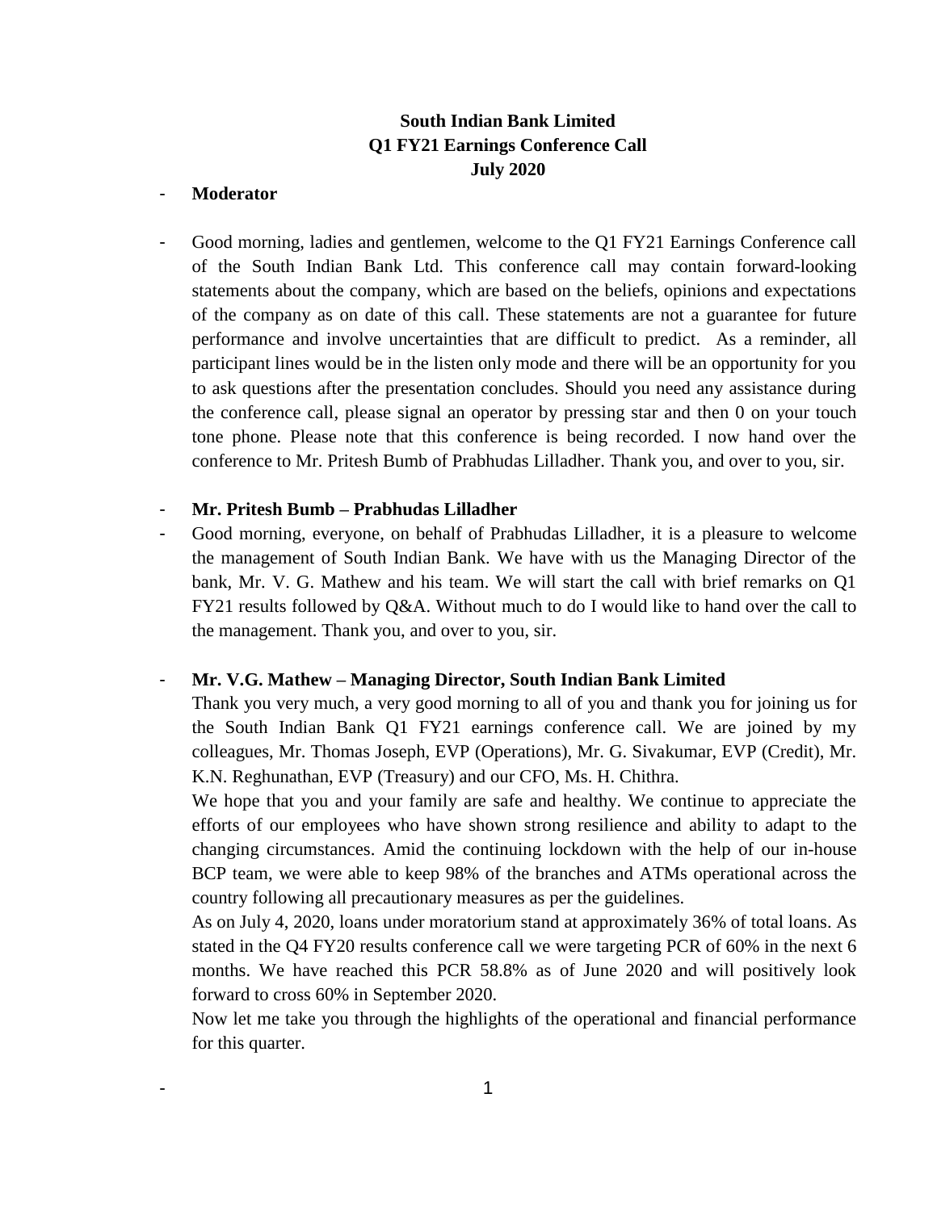# South Indian Bank Limited
## Q1 FY21 Earnings Conference Call
### July 2020

- **Moderator**

- Good morning, ladies and gentlemen, welcome to the Q1 FY21 Earnings Conference call of the South Indian Bank Ltd. This conference call may contain forward-looking statements about the company, which are based on the beliefs, opinions and expectations of the company as on date of this call. These statements are not a guarantee for future performance and involve uncertainties that are difficult to predict. As a reminder, all participant lines would be in the listen only mode and there will be an opportunity for you to ask questions after the presentation concludes. Should you need any assistance during the conference call, please signal an operator by pressing star and then 0 on your touch tone phone. Please note that this conference is being recorded. I now hand over the conference to Mr. Pritesh Bumb of Prabhudas Lilladher. Thank you, and over to you, sir.

- **Mr. Pritesh Bumb – Prabhudas Lilladher**
- Good morning, everyone, on behalf of Prabhudas Lilladher, it is a pleasure to welcome the management of South Indian Bank. We have with us the Managing Director of the bank, Mr. V. G. Mathew and his team. We will start the call with brief remarks on Q1 FY21 results followed by Q&A. Without much to do I would like to hand over the call to the management. Thank you, and over to you, sir.

- **Mr. V.G. Mathew – Managing Director, South Indian Bank Limited**

  Thank you very much, a very good morning to all of you and thank you for joining us for the South Indian Bank Q1 FY21 earnings conference call. We are joined by my colleagues, Mr. Thomas Joseph, EVP (Operations), Mr. G. Sivakumar, EVP (Credit), Mr. K.N. Reghunathan, EVP (Treasury) and our CFO, Ms. H. Chithra.

  We hope that you and your family are safe and healthy. We continue to appreciate the efforts of our employees who have shown strong resilience and ability to adapt to the changing circumstances. Amid the continuing lockdown with the help of our in-house BCP team, we were able to keep 98% of the branches and ATMs operational across the country following all precautionary measures as per the guidelines.

  As on July 4, 2020, loans under moratorium stand at approximately 36% of total loans. As stated in the Q4 FY20 results conference call we were targeting PCR of 60% in the next 6 months. We have reached this PCR 58.8% as of June 2020 and will positively look forward to cross 60% in September 2020.

  Now let me take you through the highlights of the operational and financial performance for this quarter.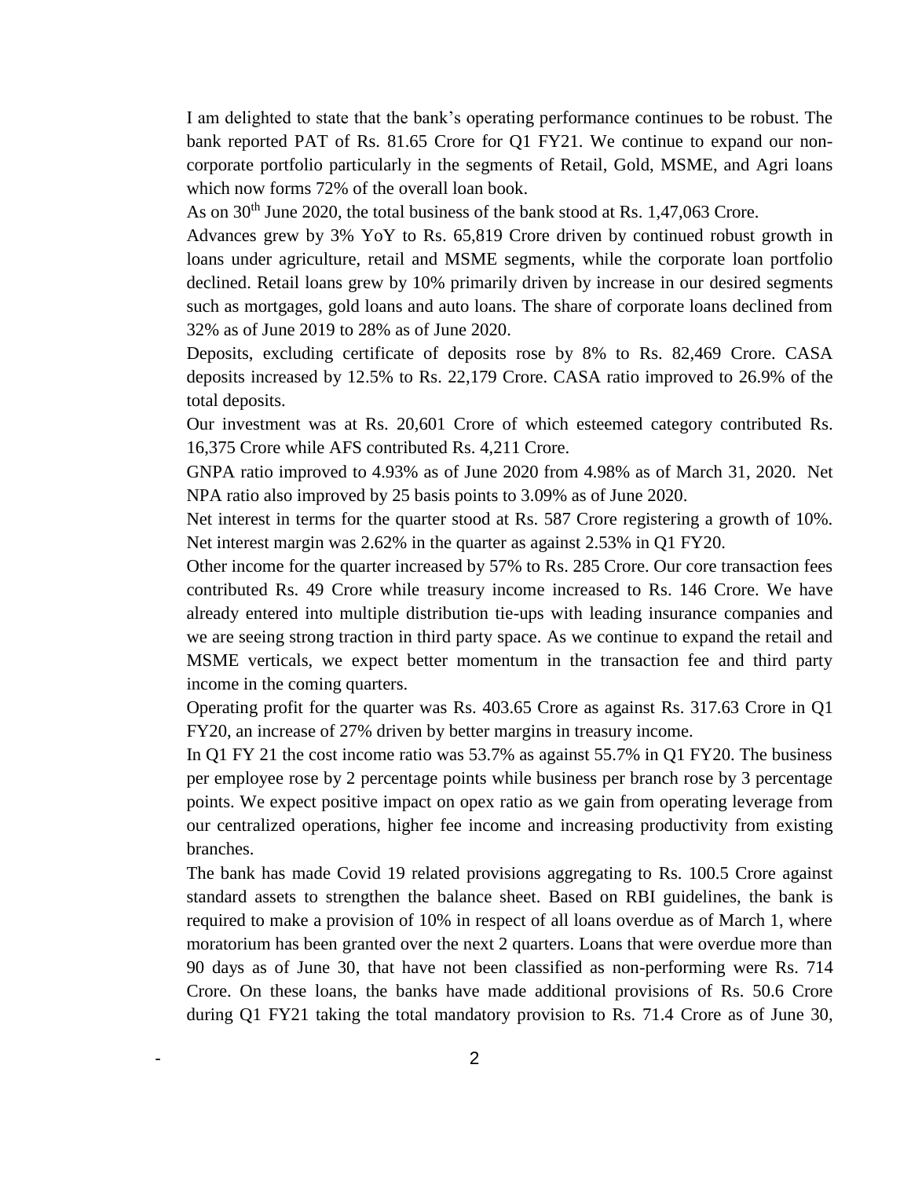I am delighted to state that the bank's operating performance continues to be robust. The bank reported PAT of Rs. 81.65 Crore for Q1 FY21. We continue to expand our non-corporate portfolio particularly in the segments of Retail, Gold, MSME, and Agri loans which now forms 72% of the overall loan book.

As on 30th June 2020, the total business of the bank stood at Rs. 1,47,063 Crore.

Advances grew by 3% YoY to Rs. 65,819 Crore driven by continued robust growth in loans under agriculture, retail and MSME segments, while the corporate loan portfolio declined. Retail loans grew by 10% primarily driven by increase in our desired segments such as mortgages, gold loans and auto loans. The share of corporate loans declined from 32% as of June 2019 to 28% as of June 2020.

Deposits, excluding certificate of deposits rose by 8% to Rs. 82,469 Crore. CASA deposits increased by 12.5% to Rs. 22,179 Crore. CASA ratio improved to 26.9% of the total deposits.

Our investment was at Rs. 20,601 Crore of which esteemed category contributed Rs. 16,375 Crore while AFS contributed Rs. 4,211 Crore.

GNPA ratio improved to 4.93% as of June 2020 from 4.98% as of March 31, 2020. Net NPA ratio also improved by 25 basis points to 3.09% as of June 2020.

Net interest in terms for the quarter stood at Rs. 587 Crore registering a growth of 10%. Net interest margin was 2.62% in the quarter as against 2.53% in Q1 FY20.

Other income for the quarter increased by 57% to Rs. 285 Crore. Our core transaction fees contributed Rs. 49 Crore while treasury income increased to Rs. 146 Crore. We have already entered into multiple distribution tie-ups with leading insurance companies and we are seeing strong traction in third party space. As we continue to expand the retail and MSME verticals, we expect better momentum in the transaction fee and third party income in the coming quarters.

Operating profit for the quarter was Rs. 403.65 Crore as against Rs. 317.63 Crore in Q1 FY20, an increase of 27% driven by better margins in treasury income.

In Q1 FY 21 the cost income ratio was 53.7% as against 55.7% in Q1 FY20. The business per employee rose by 2 percentage points while business per branch rose by 3 percentage points. We expect positive impact on opex ratio as we gain from operating leverage from our centralized operations, higher fee income and increasing productivity from existing branches.

The bank has made Covid 19 related provisions aggregating to Rs. 100.5 Crore against standard assets to strengthen the balance sheet. Based on RBI guidelines, the bank is required to make a provision of 10% in respect of all loans overdue as of March 1, where moratorium has been granted over the next 2 quarters. Loans that were overdue more than 90 days as of June 30, that have not been classified as non-performing were Rs. 714 Crore. On these loans, the banks have made additional provisions of Rs. 50.6 Crore during Q1 FY21 taking the total mandatory provision to Rs. 71.4 Crore as of June 30,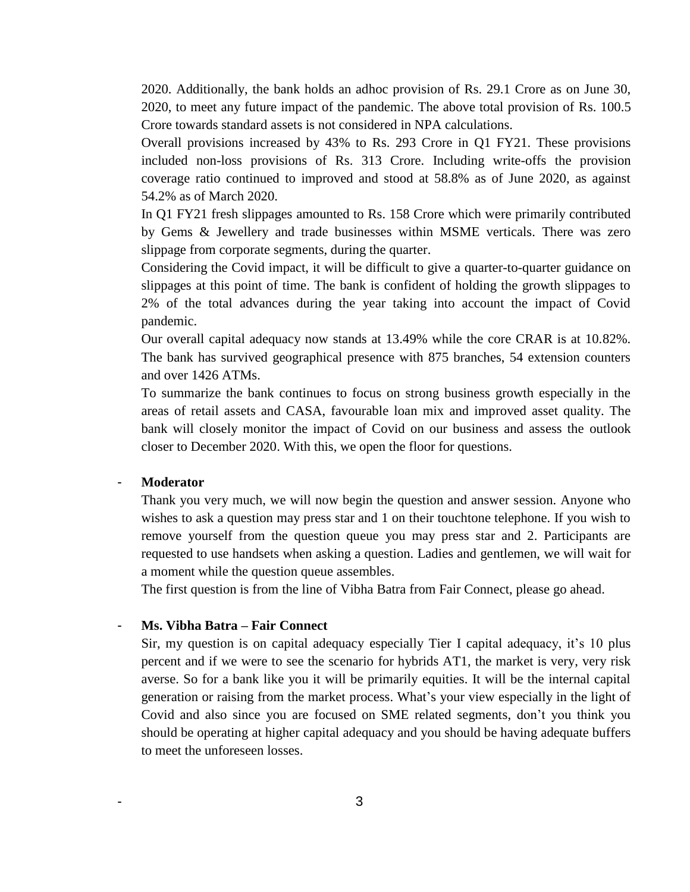2020. Additionally, the bank holds an adhoc provision of Rs. 29.1 Crore as on June 30, 2020, to meet any future impact of the pandemic. The above total provision of Rs. 100.5 Crore towards standard assets is not considered in NPA calculations.

Overall provisions increased by 43% to Rs. 293 Crore in Q1 FY21. These provisions included non-loss provisions of Rs. 313 Crore. Including write-offs the provision coverage ratio continued to improved and stood at 58.8% as of June 2020, as against 54.2% as of March 2020.

In Q1 FY21 fresh slippages amounted to Rs. 158 Crore which were primarily contributed by Gems & Jewellery and trade businesses within MSME verticals. There was zero slippage from corporate segments, during the quarter.

Considering the Covid impact, it will be difficult to give a quarter-to-quarter guidance on slippages at this point of time. The bank is confident of holding the growth slippages to 2% of the total advances during the year taking into account the impact of Covid pandemic.

Our overall capital adequacy now stands at 13.49% while the core CRAR is at 10.82%. The bank has survived geographical presence with 875 branches, 54 extension counters and over 1426 ATMs.

To summarize the bank continues to focus on strong business growth especially in the areas of retail assets and CASA, favourable loan mix and improved asset quality. The bank will closely monitor the impact of Covid on our business and assess the outlook closer to December 2020. With this, we open the floor for questions.

- **Moderator**

  Thank you very much, we will now begin the question and answer session. Anyone who wishes to ask a question may press star and 1 on their touchtone telephone. If you wish to remove yourself from the question queue you may press star and 2. Participants are requested to use handsets when asking a question. Ladies and gentlemen, we will wait for a moment while the question queue assembles.

  The first question is from the line of Vibha Batra from Fair Connect, please go ahead.

- **Ms. Vibha Batra – Fair Connect**

  Sir, my question is on capital adequacy especially Tier I capital adequacy, it's 10 plus percent and if we were to see the scenario for hybrids AT1, the market is very, very risk averse. So for a bank like you it will be primarily equities. It will be the internal capital generation or raising from the market process. What's your view especially in the light of Covid and also since you are focused on SME related segments, don't you think you should be operating at higher capital adequacy and you should be having adequate buffers to meet the unforeseen losses.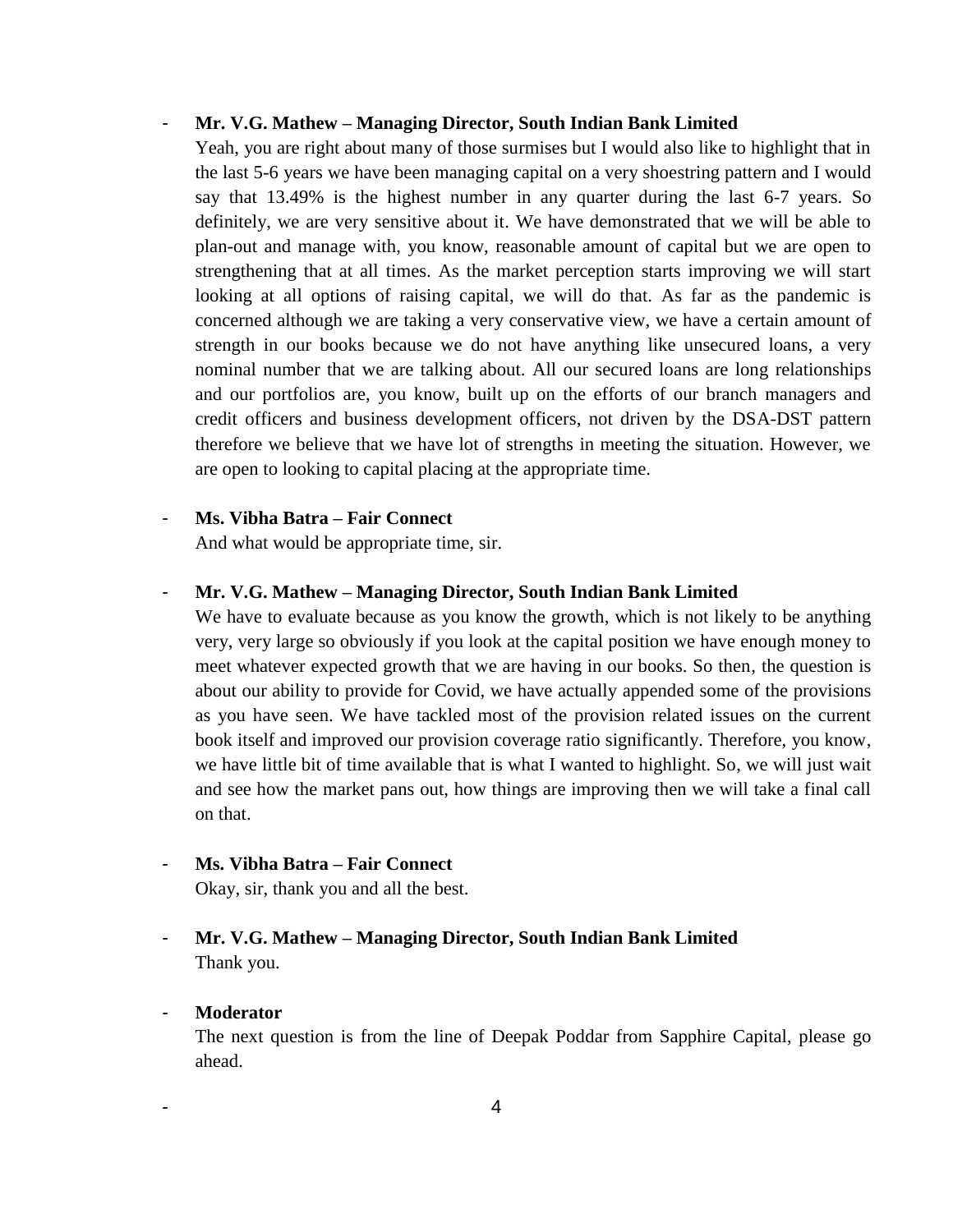- **Mr. V.G. Mathew – Managing Director, South Indian Bank Limited**
  Yeah, you are right about many of those surmises but I would also like to highlight that in the last 5-6 years we have been managing capital on a very shoestring pattern and I would say that 13.49% is the highest number in any quarter during the last 6-7 years. So definitely, we are very sensitive about it. We have demonstrated that we will be able to plan-out and manage with, you know, reasonable amount of capital but we are open to strengthening that at all times. As the market perception starts improving we will start looking at all options of raising capital, we will do that. As far as the pandemic is concerned although we are taking a very conservative view, we have a certain amount of strength in our books because we do not have anything like unsecured loans, a very nominal number that we are talking about. All our secured loans are long relationships and our portfolios are, you know, built up on the efforts of our branch managers and credit officers and business development officers, not driven by the DSA-DST pattern therefore we believe that we have lot of strengths in meeting the situation. However, we are open to looking to capital placing at the appropriate time.

- **Ms. Vibha Batra – Fair Connect**
  And what would be appropriate time, sir.

- **Mr. V.G. Mathew – Managing Director, South Indian Bank Limited**
  We have to evaluate because as you know the growth, which is not likely to be anything very, very large so obviously if you look at the capital position we have enough money to meet whatever expected growth that we are having in our books. So then, the question is about our ability to provide for Covid, we have actually appended some of the provisions as you have seen. We have tackled most of the provision related issues on the current book itself and improved our provision coverage ratio significantly. Therefore, you know, we have little bit of time available that is what I wanted to highlight. So, we will just wait and see how the market pans out, how things are improving then we will take a final call on that.

- **Ms. Vibha Batra – Fair Connect**
  Okay, sir, thank you and all the best.

- **Mr. V.G. Mathew – Managing Director, South Indian Bank Limited**
  Thank you.

- **Moderator**
  The next question is from the line of Deepak Poddar from Sapphire Capital, please go ahead.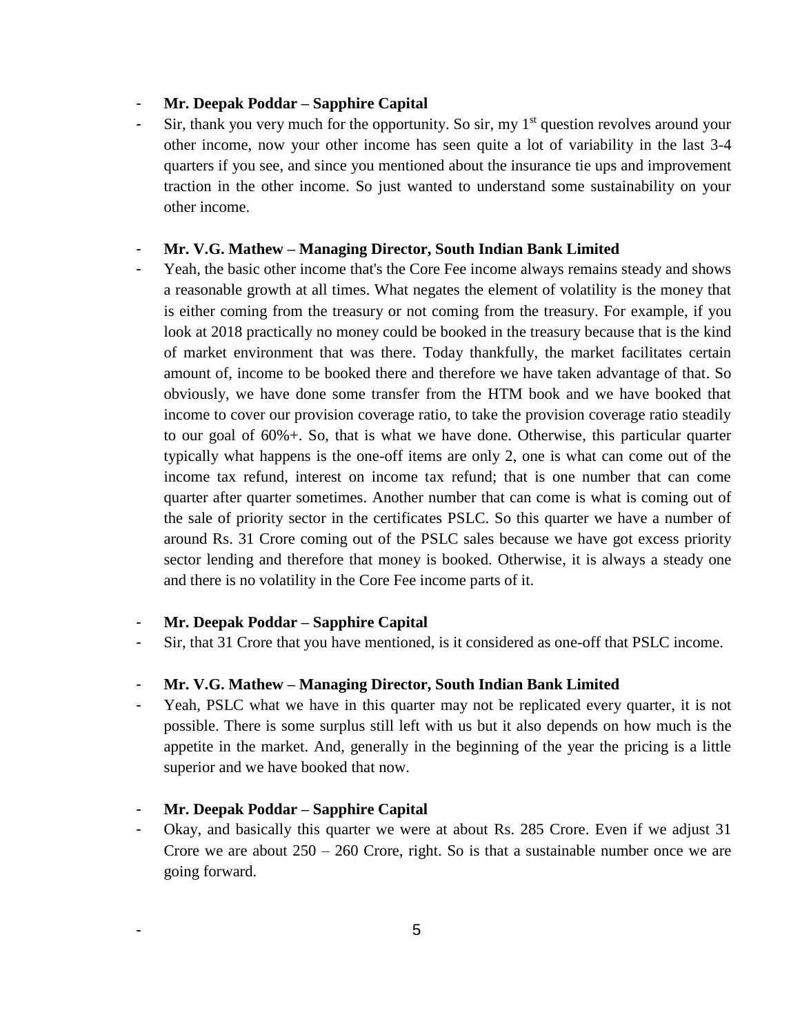- **Mr. Deepak Poddar – Sapphire Capital**
- Sir, thank you very much for the opportunity. So sir, my 1st question revolves around your other income, now your other income has seen quite a lot of variability in the last 3-4 quarters if you see, and since you mentioned about the insurance tie ups and improvement traction in the other income. So just wanted to understand some sustainability on your other income.

- **Mr. V.G. Mathew – Managing Director, South Indian Bank Limited**
- Yeah, the basic other income that's the Core Fee income always remains steady and shows a reasonable growth at all times. What negates the element of volatility is the money that is either coming from the treasury or not coming from the treasury. For example, if you look at 2018 practically no money could be booked in the treasury because that is the kind of market environment that was there. Today thankfully, the market facilitates certain amount of, income to be booked there and therefore we have taken advantage of that. So obviously, we have done some transfer from the HTM book and we have booked that income to cover our provision coverage ratio, to take the provision coverage ratio steadily to our goal of 60%+. So, that is what we have done. Otherwise, this particular quarter typically what happens is the one-off items are only 2, one is what can come out of the income tax refund, interest on income tax refund; that is one number that can come quarter after quarter sometimes. Another number that can come is what is coming out of the sale of priority sector in the certificates PSLC. So this quarter we have a number of around Rs. 31 Crore coming out of the PSLC sales because we have got excess priority sector lending and therefore that money is booked. Otherwise, it is always a steady one and there is no volatility in the Core Fee income parts of it.

- **Mr. Deepak Poddar – Sapphire Capital**
- Sir, that 31 Crore that you have mentioned, is it considered as one-off that PSLC income.

- **Mr. V.G. Mathew – Managing Director, South Indian Bank Limited**
- Yeah, PSLC what we have in this quarter may not be replicated every quarter, it is not possible. There is some surplus still left with us but it also depends on how much is the appetite in the market. And, generally in the beginning of the year the pricing is a little superior and we have booked that now.

- **Mr. Deepak Poddar – Sapphire Capital**
- Okay, and basically this quarter we were at about Rs. 285 Crore. Even if we adjust 31 Crore we are about 250 – 260 Crore, right. So is that a sustainable number once we are going forward.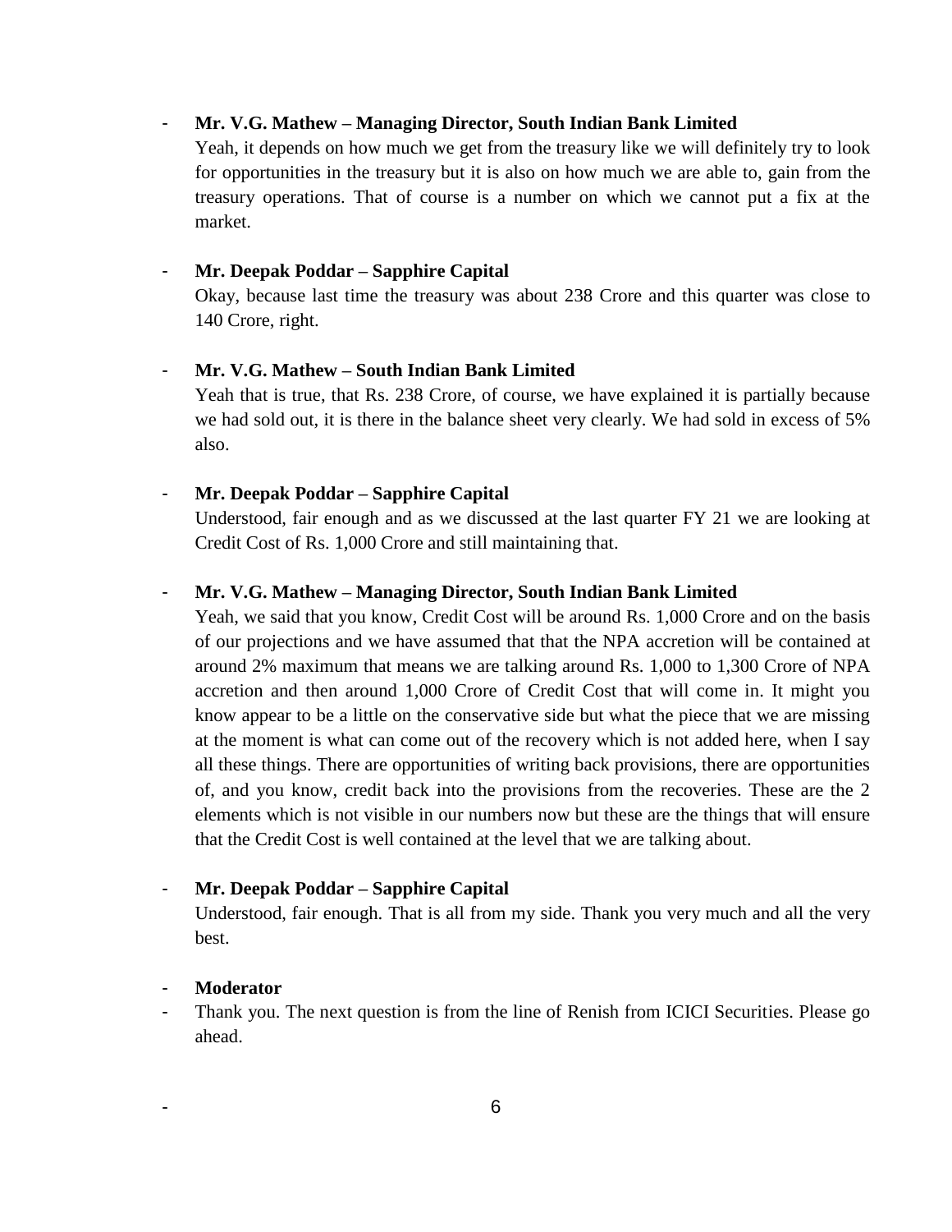- **Mr. V.G. Mathew – Managing Director, South Indian Bank Limited**
  Yeah, it depends on how much we get from the treasury like we will definitely try to look for opportunities in the treasury but it is also on how much we are able to, gain from the treasury operations. That of course is a number on which we cannot put a fix at the market.

- **Mr. Deepak Poddar – Sapphire Capital**
  Okay, because last time the treasury was about 238 Crore and this quarter was close to 140 Crore, right.

- **Mr. V.G. Mathew – South Indian Bank Limited**
  Yeah that is true, that Rs. 238 Crore, of course, we have explained it is partially because we had sold out, it is there in the balance sheet very clearly. We had sold in excess of 5% also.

- **Mr. Deepak Poddar – Sapphire Capital**
  Understood, fair enough and as we discussed at the last quarter FY 21 we are looking at Credit Cost of Rs. 1,000 Crore and still maintaining that.

- **Mr. V.G. Mathew – Managing Director, South Indian Bank Limited**
  Yeah, we said that you know, Credit Cost will be around Rs. 1,000 Crore and on the basis of our projections and we have assumed that that the NPA accretion will be contained at around 2% maximum that means we are talking around Rs. 1,000 to 1,300 Crore of NPA accretion and then around 1,000 Crore of Credit Cost that will come in. It might you know appear to be a little on the conservative side but what the piece that we are missing at the moment is what can come out of the recovery which is not added here, when I say all these things. There are opportunities of writing back provisions, there are opportunities of, and you know, credit back into the provisions from the recoveries. These are the 2 elements which is not visible in our numbers now but these are the things that will ensure that the Credit Cost is well contained at the level that we are talking about.

- **Mr. Deepak Poddar – Sapphire Capital**
  Understood, fair enough. That is all from my side. Thank you very much and all the very best.

- **Moderator**
- Thank you. The next question is from the line of Renish from ICICI Securities. Please go ahead.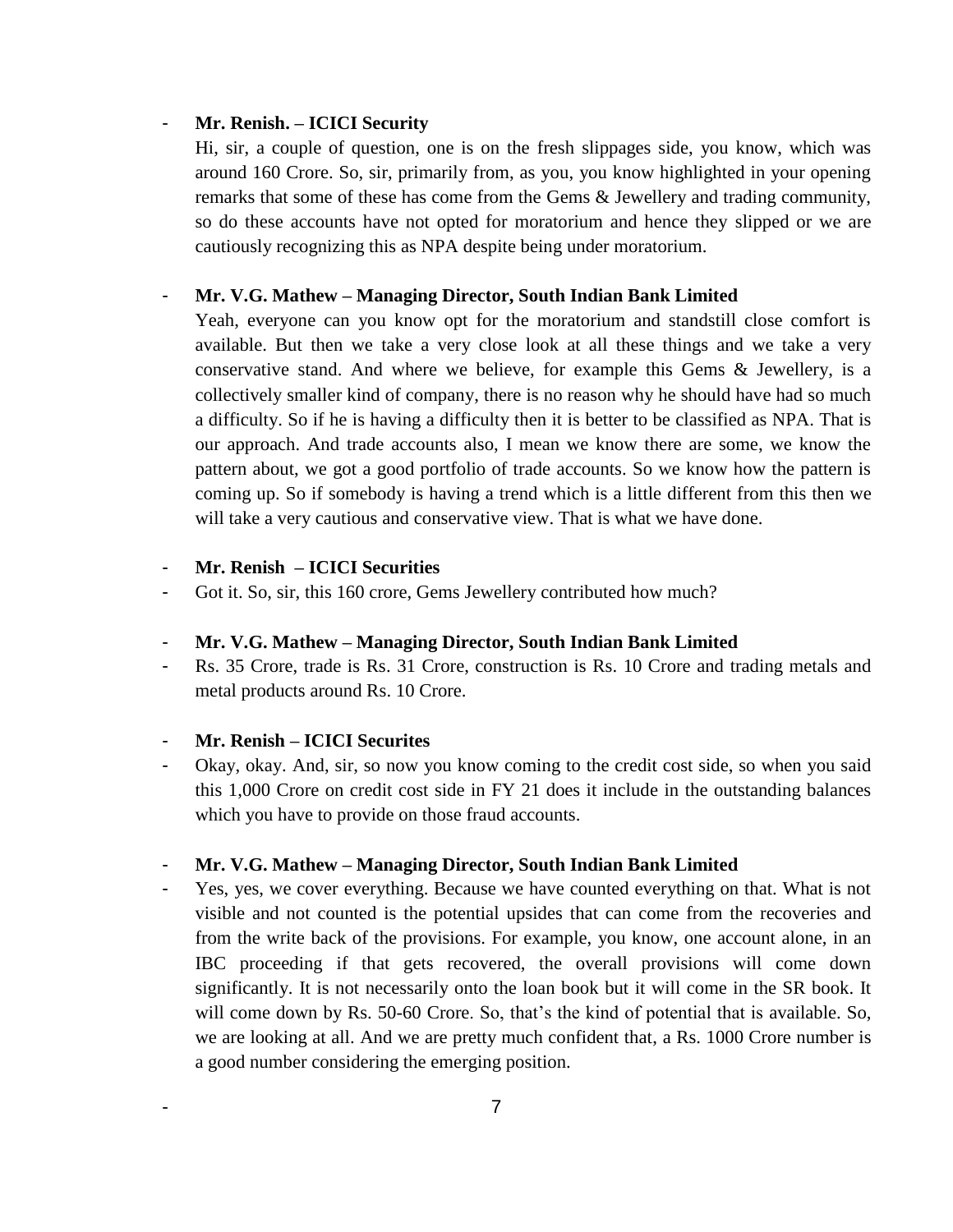- **Mr. Renish. – ICICI Security**

  Hi, sir, a couple of question, one is on the fresh slippages side, you know, which was around 160 Crore. So, sir, primarily from, as you, you know highlighted in your opening remarks that some of these has come from the Gems & Jewellery and trading community, so do these accounts have not opted for moratorium and hence they slipped or we are cautiously recognizing this as NPA despite being under moratorium.

- **Mr. V.G. Mathew – Managing Director, South Indian Bank Limited**

  Yeah, everyone can you know opt for the moratorium and standstill close comfort is available. But then we take a very close look at all these things and we take a very conservative stand. And where we believe, for example this Gems & Jewellery, is a collectively smaller kind of company, there is no reason why he should have had so much a difficulty. So if he is having a difficulty then it is better to be classified as NPA. That is our approach. And trade accounts also, I mean we know there are some, we know the pattern about, we got a good portfolio of trade accounts. So we know how the pattern is coming up. So if somebody is having a trend which is a little different from this then we will take a very cautious and conservative view. That is what we have done.

- **Mr. Renish – ICICI Securities**
- Got it. So, sir, this 160 crore, Gems Jewellery contributed how much?

- **Mr. V.G. Mathew – Managing Director, South Indian Bank Limited**
- Rs. 35 Crore, trade is Rs. 31 Crore, construction is Rs. 10 Crore and trading metals and metal products around Rs. 10 Crore.

- **Mr. Renish – ICICI Securites**
- Okay, okay. And, sir, so now you know coming to the credit cost side, so when you said this 1,000 Crore on credit cost side in FY 21 does it include in the outstanding balances which you have to provide on those fraud accounts.

- **Mr. V.G. Mathew – Managing Director, South Indian Bank Limited**
- Yes, yes, we cover everything. Because we have counted everything on that. What is not visible and not counted is the potential upsides that can come from the recoveries and from the write back of the provisions. For example, you know, one account alone, in an IBC proceeding if that gets recovered, the overall provisions will come down significantly. It is not necessarily onto the loan book but it will come in the SR book. It will come down by Rs. 50-60 Crore. So, that's the kind of potential that is available. So, we are looking at all. And we are pretty much confident that, a Rs. 1000 Crore number is a good number considering the emerging position.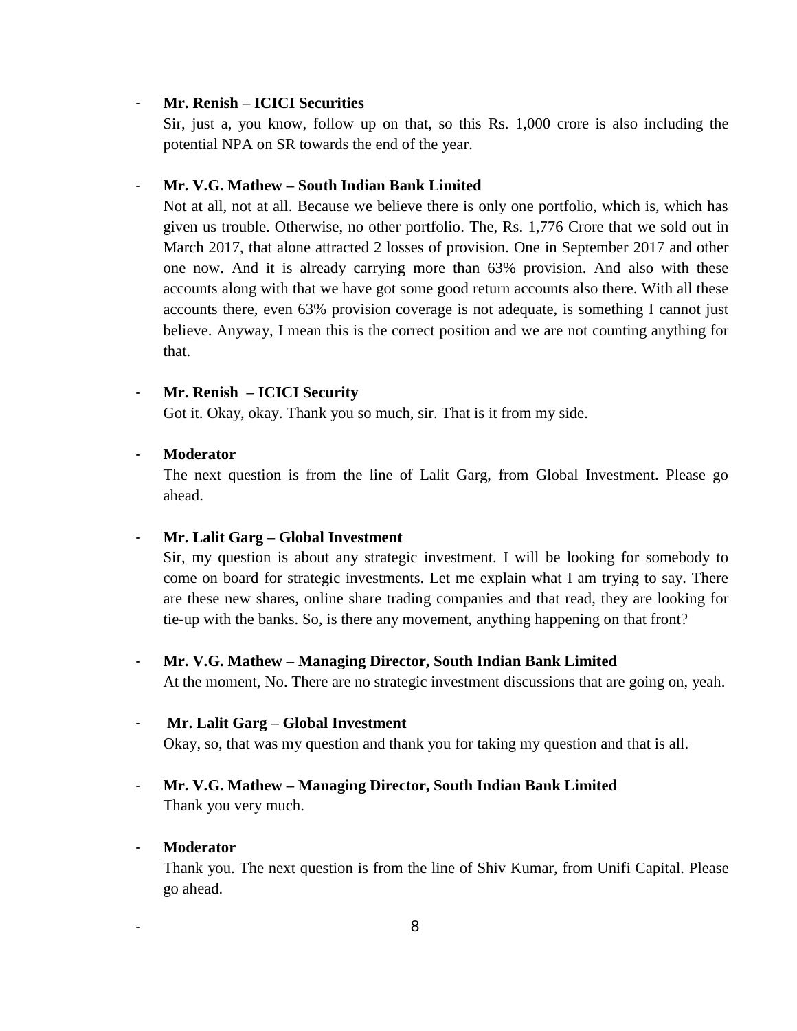- **Mr. Renish – ICICI Securities**

  Sir, just a, you know, follow up on that, so this Rs. 1,000 crore is also including the potential NPA on SR towards the end of the year.

- **Mr. V.G. Mathew – South Indian Bank Limited**

  Not at all, not at all. Because we believe there is only one portfolio, which is, which has given us trouble. Otherwise, no other portfolio. The, Rs. 1,776 Crore that we sold out in March 2017, that alone attracted 2 losses of provision. One in September 2017 and other one now. And it is already carrying more than 63% provision. And also with these accounts along with that we have got some good return accounts also there. With all these accounts there, even 63% provision coverage is not adequate, is something I cannot just believe. Anyway, I mean this is the correct position and we are not counting anything for that.

- **Mr. Renish – ICICI Security**

  Got it. Okay, okay. Thank you so much, sir. That is it from my side.

- **Moderator**

  The next question is from the line of Lalit Garg, from Global Investment. Please go ahead.

- **Mr. Lalit Garg – Global Investment**

  Sir, my question is about any strategic investment. I will be looking for somebody to come on board for strategic investments. Let me explain what I am trying to say. There are these new shares, online share trading companies and that read, they are looking for tie-up with the banks. So, is there any movement, anything happening on that front?

- **Mr. V.G. Mathew – Managing Director, South Indian Bank Limited**

  At the moment, No. There are no strategic investment discussions that are going on, yeah.

- **Mr. Lalit Garg – Global Investment**

  Okay, so, that was my question and thank you for taking my question and that is all.

- **Mr. V.G. Mathew – Managing Director, South Indian Bank Limited**

  Thank you very much.

- **Moderator**

  Thank you. The next question is from the line of Shiv Kumar, from Unifi Capital. Please go ahead.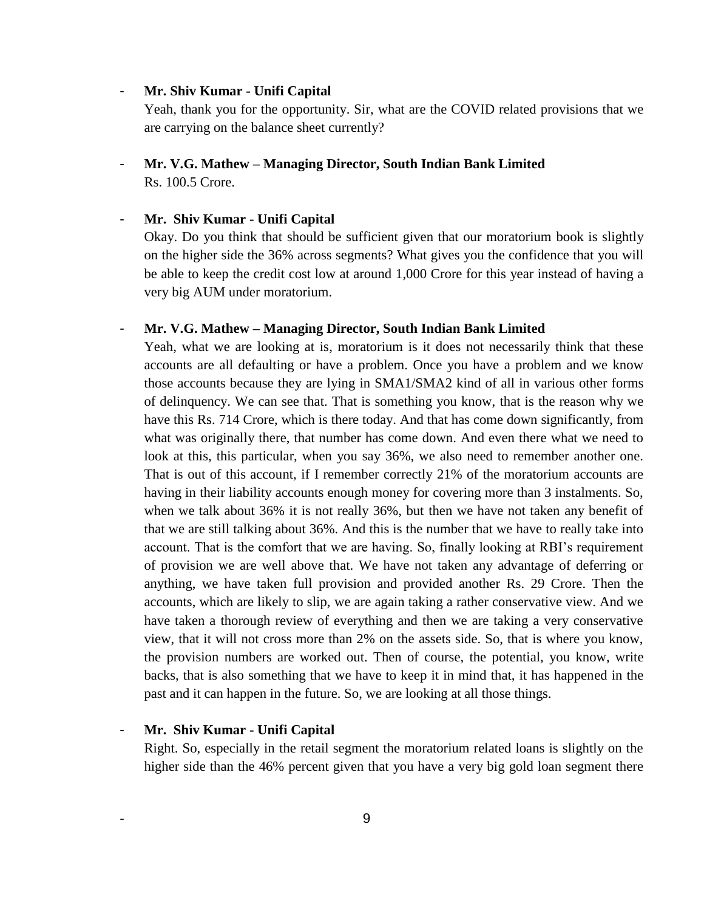- **Mr. Shiv Kumar - Unifi Capital**

  Yeah, thank you for the opportunity. Sir, what are the COVID related provisions that we are carrying on the balance sheet currently?

- **Mr. V.G. Mathew – Managing Director, South Indian Bank Limited**

  Rs. 100.5 Crore.

- **Mr. Shiv Kumar - Unifi Capital**

  Okay. Do you think that should be sufficient given that our moratorium book is slightly on the higher side the 36% across segments? What gives you the confidence that you will be able to keep the credit cost low at around 1,000 Crore for this year instead of having a very big AUM under moratorium.

- **Mr. V.G. Mathew – Managing Director, South Indian Bank Limited**

  Yeah, what we are looking at is, moratorium is it does not necessarily think that these accounts are all defaulting or have a problem. Once you have a problem and we know those accounts because they are lying in SMA1/SMA2 kind of all in various other forms of delinquency. We can see that. That is something you know, that is the reason why we have this Rs. 714 Crore, which is there today. And that has come down significantly, from what was originally there, that number has come down. And even there what we need to look at this, this particular, when you say 36%, we also need to remember another one. That is out of this account, if I remember correctly 21% of the moratorium accounts are having in their liability accounts enough money for covering more than 3 instalments. So, when we talk about 36% it is not really 36%, but then we have not taken any benefit of that we are still talking about 36%. And this is the number that we have to really take into account. That is the comfort that we are having. So, finally looking at RBI's requirement of provision we are well above that. We have not taken any advantage of deferring or anything, we have taken full provision and provided another Rs. 29 Crore. Then the accounts, which are likely to slip, we are again taking a rather conservative view. And we have taken a thorough review of everything and then we are taking a very conservative view, that it will not cross more than 2% on the assets side. So, that is where you know, the provision numbers are worked out. Then of course, the potential, you know, write backs, that is also something that we have to keep it in mind that, it has happened in the past and it can happen in the future. So, we are looking at all those things.

- **Mr. Shiv Kumar - Unifi Capital**

  Right. So, especially in the retail segment the moratorium related loans is slightly on the higher side than the 46% percent given that you have a very big gold loan segment there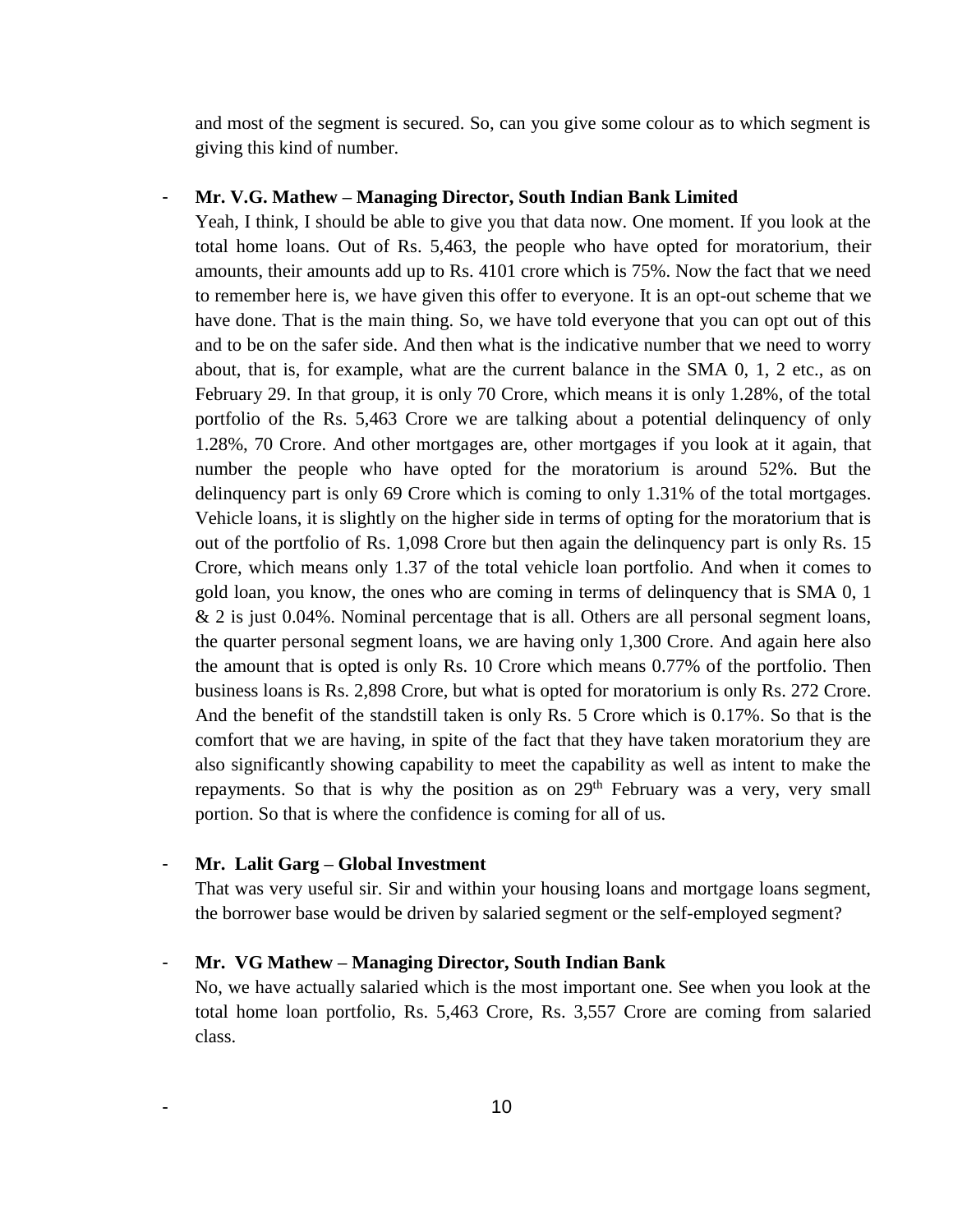and most of the segment is secured. So, can you give some colour as to which segment is giving this kind of number.

- **Mr. V.G. Mathew – Managing Director, South Indian Bank Limited**

  Yeah, I think, I should be able to give you that data now. One moment. If you look at the total home loans. Out of Rs. 5,463, the people who have opted for moratorium, their amounts, their amounts add up to Rs. 4101 crore which is 75%. Now the fact that we need to remember here is, we have given this offer to everyone. It is an opt-out scheme that we have done. That is the main thing. So, we have told everyone that you can opt out of this and to be on the safer side. And then what is the indicative number that we need to worry about, that is, for example, what are the current balance in the SMA 0, 1, 2 etc., as on February 29. In that group, it is only 70 Crore, which means it is only 1.28%, of the total portfolio of the Rs. 5,463 Crore we are talking about a potential delinquency of only 1.28%, 70 Crore. And other mortgages are, other mortgages if you look at it again, that number the people who have opted for the moratorium is around 52%. But the delinquency part is only 69 Crore which is coming to only 1.31% of the total mortgages. Vehicle loans, it is slightly on the higher side in terms of opting for the moratorium that is out of the portfolio of Rs. 1,098 Crore but then again the delinquency part is only Rs. 15 Crore, which means only 1.37 of the total vehicle loan portfolio. And when it comes to gold loan, you know, the ones who are coming in terms of delinquency that is SMA 0, 1 & 2 is just 0.04%. Nominal percentage that is all. Others are all personal segment loans, the quarter personal segment loans, we are having only 1,300 Crore. And again here also the amount that is opted is only Rs. 10 Crore which means 0.77% of the portfolio. Then business loans is Rs. 2,898 Crore, but what is opted for moratorium is only Rs. 272 Crore. And the benefit of the standstill taken is only Rs. 5 Crore which is 0.17%. So that is the comfort that we are having, in spite of the fact that they have taken moratorium they are also significantly showing capability to meet the capability as well as intent to make the repayments. So that is why the position as on 29th February was a very, very small portion. So that is where the confidence is coming for all of us.

- **Mr. Lalit Garg – Global Investment**

  That was very useful sir. Sir and within your housing loans and mortgage loans segment, the borrower base would be driven by salaried segment or the self-employed segment?

- **Mr. VG Mathew – Managing Director, South Indian Bank**

  No, we have actually salaried which is the most important one. See when you look at the total home loan portfolio, Rs. 5,463 Crore, Rs. 3,557 Crore are coming from salaried class.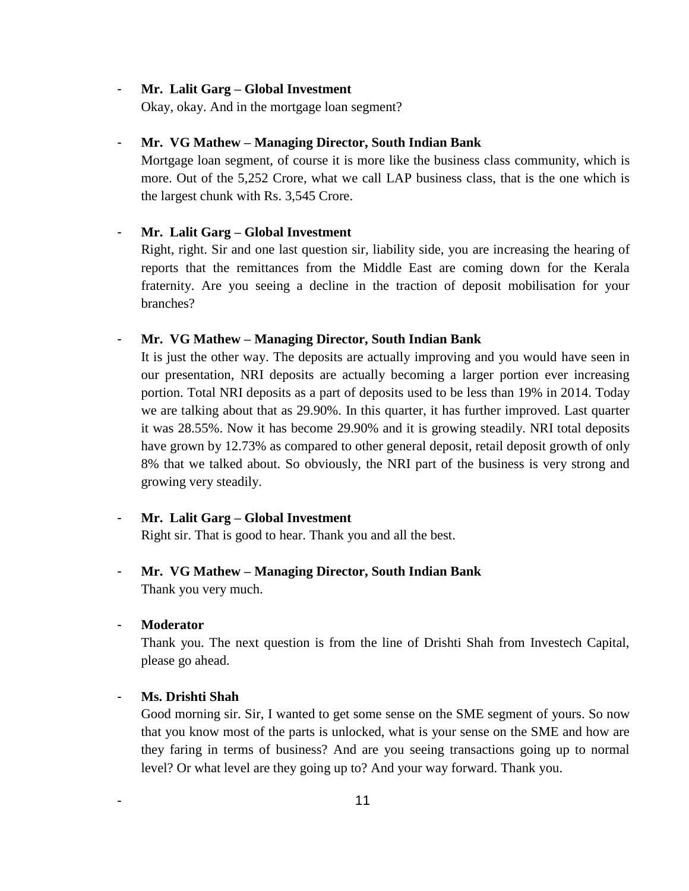- **Mr. Lalit Garg – Global Investment**

  Okay, okay. And in the mortgage loan segment?

- **Mr. VG Mathew – Managing Director, South Indian Bank**

  Mortgage loan segment, of course it is more like the business class community, which is more. Out of the 5,252 Crore, what we call LAP business class, that is the one which is the largest chunk with Rs. 3,545 Crore.

- **Mr. Lalit Garg – Global Investment**

  Right, right. Sir and one last question sir, liability side, you are increasing the hearing of reports that the remittances from the Middle East are coming down for the Kerala fraternity. Are you seeing a decline in the traction of deposit mobilisation for your branches?

- **Mr. VG Mathew – Managing Director, South Indian Bank**

  It is just the other way. The deposits are actually improving and you would have seen in our presentation, NRI deposits are actually becoming a larger portion ever increasing portion. Total NRI deposits as a part of deposits used to be less than 19% in 2014. Today we are talking about that as 29.90%. In this quarter, it has further improved. Last quarter it was 28.55%. Now it has become 29.90% and it is growing steadily. NRI total deposits have grown by 12.73% as compared to other general deposit, retail deposit growth of only 8% that we talked about. So obviously, the NRI part of the business is very strong and growing very steadily.

- **Mr. Lalit Garg – Global Investment**

  Right sir. That is good to hear. Thank you and all the best.

- **Mr. VG Mathew – Managing Director, South Indian Bank**

  Thank you very much.

- **Moderator**

  Thank you. The next question is from the line of Drishti Shah from Investech Capital, please go ahead.

- **Ms. Drishti Shah**

  Good morning sir. Sir, I wanted to get some sense on the SME segment of yours. So now that you know most of the parts is unlocked, what is your sense on the SME and how are they faring in terms of business? And are you seeing transactions going up to normal level? Or what level are they going up to? And your way forward. Thank you.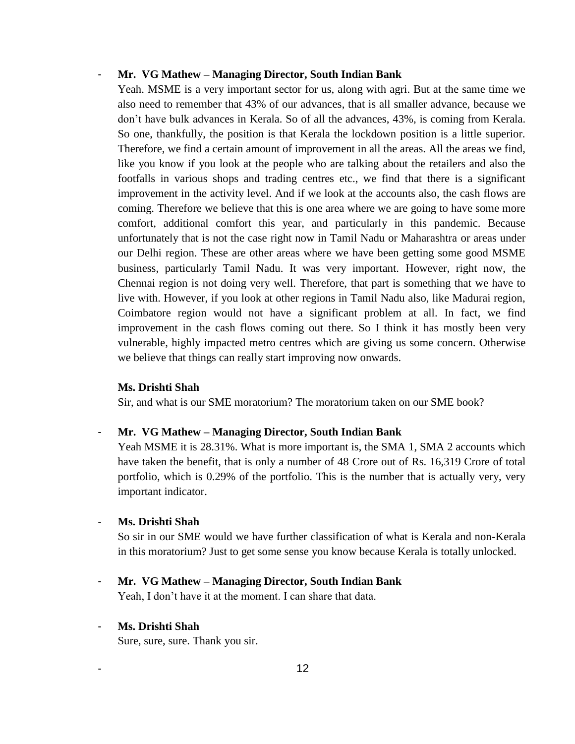- **Mr. VG Mathew – Managing Director, South Indian Bank**

  Yeah. MSME is a very important sector for us, along with agri. But at the same time we also need to remember that 43% of our advances, that is all smaller advance, because we don't have bulk advances in Kerala. So of all the advances, 43%, is coming from Kerala. So one, thankfully, the position is that Kerala the lockdown position is a little superior. Therefore, we find a certain amount of improvement in all the areas. All the areas we find, like you know if you look at the people who are talking about the retailers and also the footfalls in various shops and trading centres etc., we find that there is a significant improvement in the activity level. And if we look at the accounts also, the cash flows are coming. Therefore we believe that this is one area where we are going to have some more comfort, additional comfort this year, and particularly in this pandemic. Because unfortunately that is not the case right now in Tamil Nadu or Maharashtra or areas under our Delhi region. These are other areas where we have been getting some good MSME business, particularly Tamil Nadu. It was very important. However, right now, the Chennai region is not doing very well. Therefore, that part is something that we have to live with. However, if you look at other regions in Tamil Nadu also, like Madurai region, Coimbatore region would not have a significant problem at all. In fact, we find improvement in the cash flows coming out there. So I think it has mostly been very vulnerable, highly impacted metro centres which are giving us some concern. Otherwise we believe that things can really start improving now onwards.

  **Ms. Drishti Shah**

  Sir, and what is our SME moratorium? The moratorium taken on our SME book?

- **Mr. VG Mathew – Managing Director, South Indian Bank**

  Yeah MSME it is 28.31%. What is more important is, the SMA 1, SMA 2 accounts which have taken the benefit, that is only a number of 48 Crore out of Rs. 16,319 Crore of total portfolio, which is 0.29% of the portfolio. This is the number that is actually very, very important indicator.

- **Ms. Drishti Shah**

  So sir in our SME would we have further classification of what is Kerala and non-Kerala in this moratorium? Just to get some sense you know because Kerala is totally unlocked.

- **Mr. VG Mathew – Managing Director, South Indian Bank**

  Yeah, I don't have it at the moment. I can share that data.

- **Ms. Drishti Shah**

  Sure, sure, sure. Thank you sir.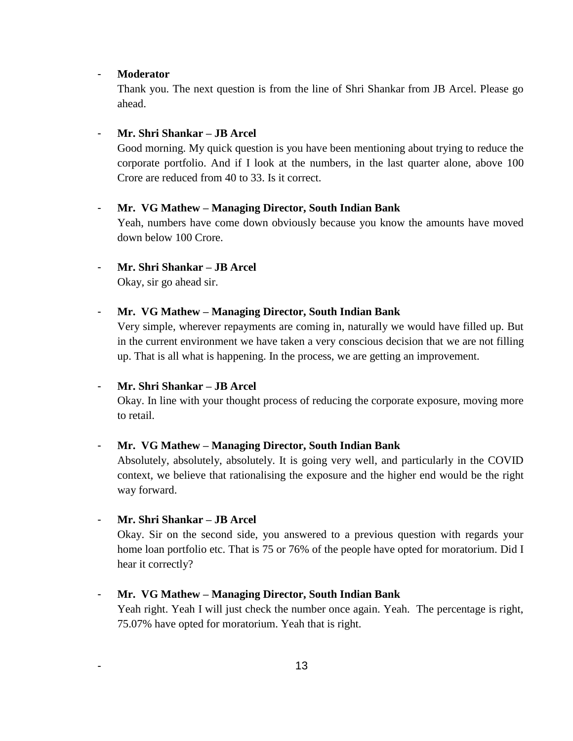- **Moderator**

  Thank you. The next question is from the line of Shri Shankar from JB Arcel. Please go ahead.

- **Mr. Shri Shankar – JB Arcel**

  Good morning. My quick question is you have been mentioning about trying to reduce the corporate portfolio. And if I look at the numbers, in the last quarter alone, above 100 Crore are reduced from 40 to 33. Is it correct.

- **Mr. VG Mathew – Managing Director, South Indian Bank**

  Yeah, numbers have come down obviously because you know the amounts have moved down below 100 Crore.

- **Mr. Shri Shankar – JB Arcel**

  Okay, sir go ahead sir.

- **Mr. VG Mathew – Managing Director, South Indian Bank**

  Very simple, wherever repayments are coming in, naturally we would have filled up. But in the current environment we have taken a very conscious decision that we are not filling up. That is all what is happening. In the process, we are getting an improvement.

- **Mr. Shri Shankar – JB Arcel**

  Okay. In line with your thought process of reducing the corporate exposure, moving more to retail.

- **Mr. VG Mathew – Managing Director, South Indian Bank**

  Absolutely, absolutely, absolutely. It is going very well, and particularly in the COVID context, we believe that rationalising the exposure and the higher end would be the right way forward.

- **Mr. Shri Shankar – JB Arcel**

  Okay. Sir on the second side, you answered to a previous question with regards your home loan portfolio etc. That is 75 or 76% of the people have opted for moratorium. Did I hear it correctly?

- **Mr. VG Mathew – Managing Director, South Indian Bank**

  Yeah right. Yeah I will just check the number once again. Yeah. The percentage is right, 75.07% have opted for moratorium. Yeah that is right.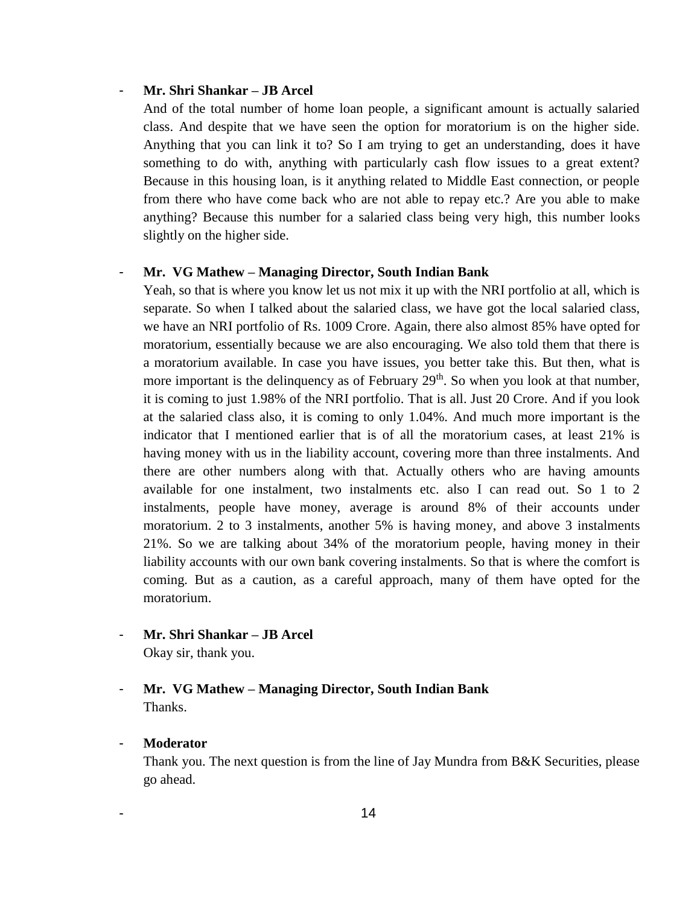- **Mr. Shri Shankar – JB Arcel**

  And of the total number of home loan people, a significant amount is actually salaried class. And despite that we have seen the option for moratorium is on the higher side. Anything that you can link it to? So I am trying to get an understanding, does it have something to do with, anything with particularly cash flow issues to a great extent? Because in this housing loan, is it anything related to Middle East connection, or people from there who have come back who are not able to repay etc.? Are you able to make anything? Because this number for a salaried class being very high, this number looks slightly on the higher side.

- **Mr. VG Mathew – Managing Director, South Indian Bank**

  Yeah, so that is where you know let us not mix it up with the NRI portfolio at all, which is separate. So when I talked about the salaried class, we have got the local salaried class, we have an NRI portfolio of Rs. 1009 Crore. Again, there also almost 85% have opted for moratorium, essentially because we are also encouraging. We also told them that there is a moratorium available. In case you have issues, you better take this. But then, what is more important is the delinquency as of February 29th. So when you look at that number, it is coming to just 1.98% of the NRI portfolio. That is all. Just 20 Crore. And if you look at the salaried class also, it is coming to only 1.04%. And much more important is the indicator that I mentioned earlier that is of all the moratorium cases, at least 21% is having money with us in the liability account, covering more than three instalments. And there are other numbers along with that. Actually others who are having amounts available for one instalment, two instalments etc. also I can read out. So 1 to 2 instalments, people have money, average is around 8% of their accounts under moratorium. 2 to 3 instalments, another 5% is having money, and above 3 instalments 21%. So we are talking about 34% of the moratorium people, having money in their liability accounts with our own bank covering instalments. So that is where the comfort is coming. But as a caution, as a careful approach, many of them have opted for the moratorium.

- **Mr. Shri Shankar – JB Arcel**

  Okay sir, thank you.

- **Mr. VG Mathew – Managing Director, South Indian Bank**

  Thanks.

- **Moderator**

  Thank you. The next question is from the line of Jay Mundra from B&K Securities, please go ahead.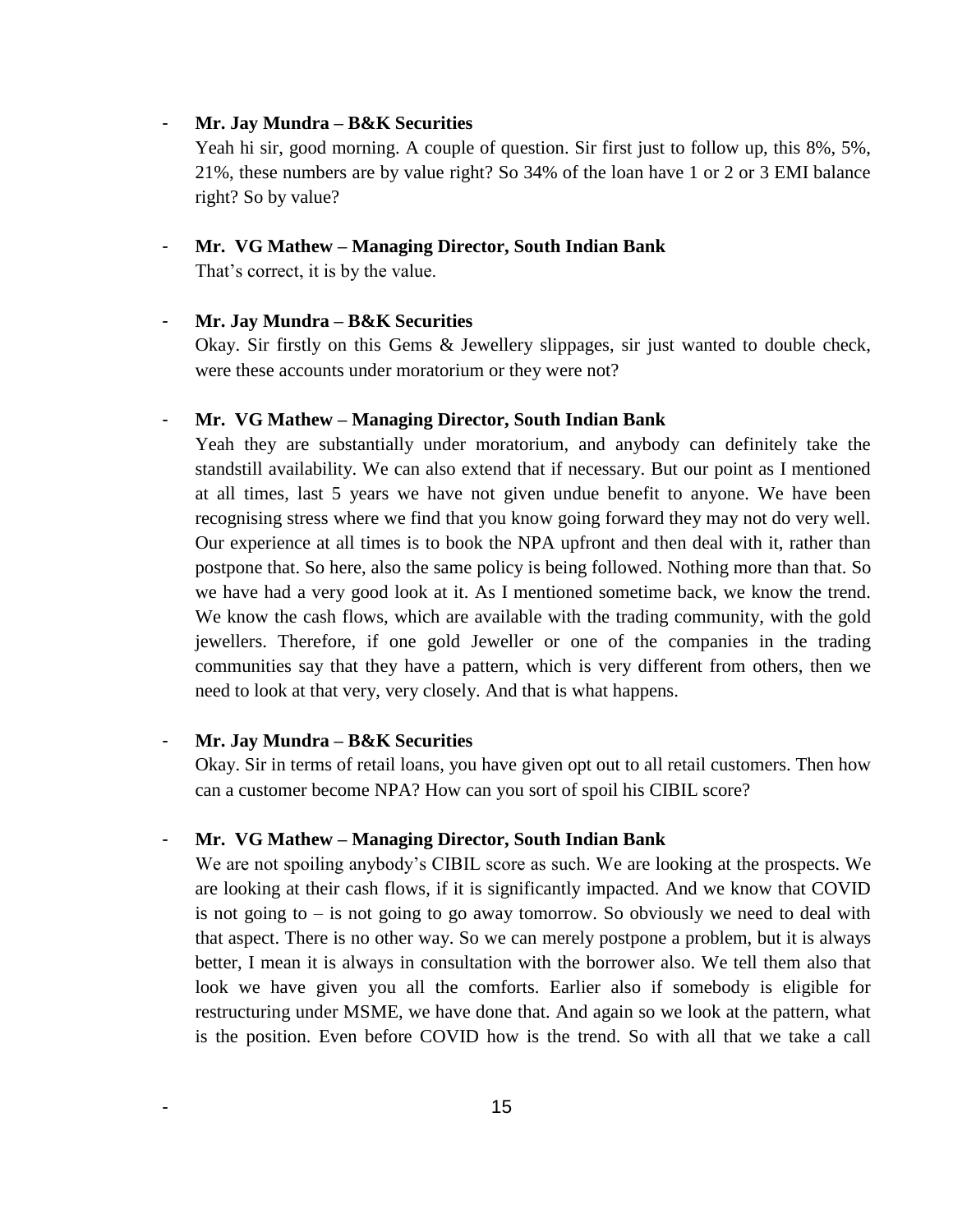- **Mr. Jay Mundra – B&K Securities**

  Yeah hi sir, good morning. A couple of question. Sir first just to follow up, this 8%, 5%, 21%, these numbers are by value right? So 34% of the loan have 1 or 2 or 3 EMI balance right? So by value?

- **Mr. VG Mathew – Managing Director, South Indian Bank**

  That's correct, it is by the value.

- **Mr. Jay Mundra – B&K Securities**

  Okay. Sir firstly on this Gems & Jewellery slippages, sir just wanted to double check, were these accounts under moratorium or they were not?

- **Mr. VG Mathew – Managing Director, South Indian Bank**

  Yeah they are substantially under moratorium, and anybody can definitely take the standstill availability. We can also extend that if necessary. But our point as I mentioned at all times, last 5 years we have not given undue benefit to anyone. We have been recognising stress where we find that you know going forward they may not do very well. Our experience at all times is to book the NPA upfront and then deal with it, rather than postpone that. So here, also the same policy is being followed. Nothing more than that. So we have had a very good look at it. As I mentioned sometime back, we know the trend. We know the cash flows, which are available with the trading community, with the gold jewellers. Therefore, if one gold Jeweller or one of the companies in the trading communities say that they have a pattern, which is very different from others, then we need to look at that very, very closely. And that is what happens.

- **Mr. Jay Mundra – B&K Securities**

  Okay. Sir in terms of retail loans, you have given opt out to all retail customers. Then how can a customer become NPA? How can you sort of spoil his CIBIL score?

- **Mr. VG Mathew – Managing Director, South Indian Bank**

  We are not spoiling anybody's CIBIL score as such. We are looking at the prospects. We are looking at their cash flows, if it is significantly impacted. And we know that COVID is not going to – is not going to go away tomorrow. So obviously we need to deal with that aspect. There is no other way. So we can merely postpone a problem, but it is always better, I mean it is always in consultation with the borrower also. We tell them also that look we have given you all the comforts. Earlier also if somebody is eligible for restructuring under MSME, we have done that. And again so we look at the pattern, what is the position. Even before COVID how is the trend. So with all that we take a call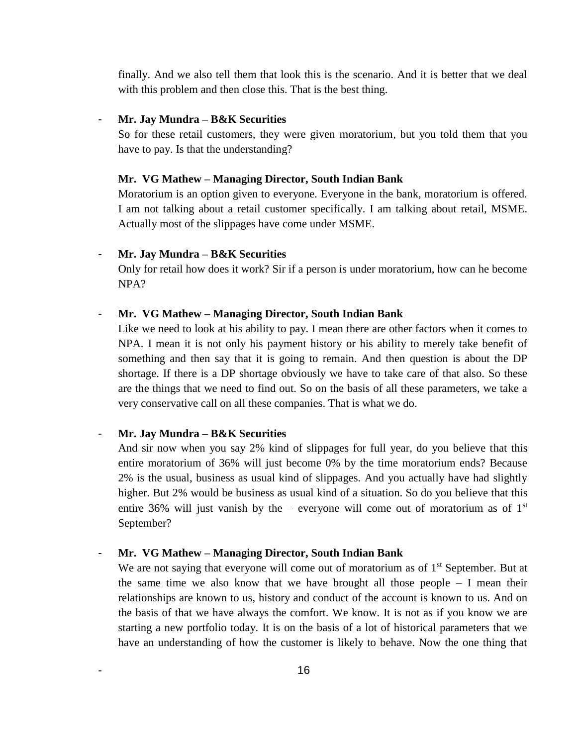finally. And we also tell them that look this is the scenario. And it is better that we deal with this problem and then close this. That is the best thing.

- **Mr. Jay Mundra – B&K Securities**

  So for these retail customers, they were given moratorium, but you told them that you have to pay. Is that the understanding?

  **Mr. VG Mathew – Managing Director, South Indian Bank**

  Moratorium is an option given to everyone. Everyone in the bank, moratorium is offered. I am not talking about a retail customer specifically. I am talking about retail, MSME. Actually most of the slippages have come under MSME.

- **Mr. Jay Mundra – B&K Securities**

  Only for retail how does it work? Sir if a person is under moratorium, how can he become NPA?

- **Mr. VG Mathew – Managing Director, South Indian Bank**

  Like we need to look at his ability to pay. I mean there are other factors when it comes to NPA. I mean it is not only his payment history or his ability to merely take benefit of something and then say that it is going to remain. And then question is about the DP shortage. If there is a DP shortage obviously we have to take care of that also. So these are the things that we need to find out. So on the basis of all these parameters, we take a very conservative call on all these companies. That is what we do.

- **Mr. Jay Mundra – B&K Securities**

  And sir now when you say 2% kind of slippages for full year, do you believe that this entire moratorium of 36% will just become 0% by the time moratorium ends? Because 2% is the usual, business as usual kind of slippages. And you actually have had slightly higher. But 2% would be business as usual kind of a situation. So do you believe that this entire 36% will just vanish by the – everyone will come out of moratorium as of 1st September?

- **Mr. VG Mathew – Managing Director, South Indian Bank**

  We are not saying that everyone will come out of moratorium as of 1st September. But at the same time we also know that we have brought all those people – I mean their relationships are known to us, history and conduct of the account is known to us. And on the basis of that we have always the comfort. We know. It is not as if you know we are starting a new portfolio today. It is on the basis of a lot of historical parameters that we have an understanding of how the customer is likely to behave. Now the one thing that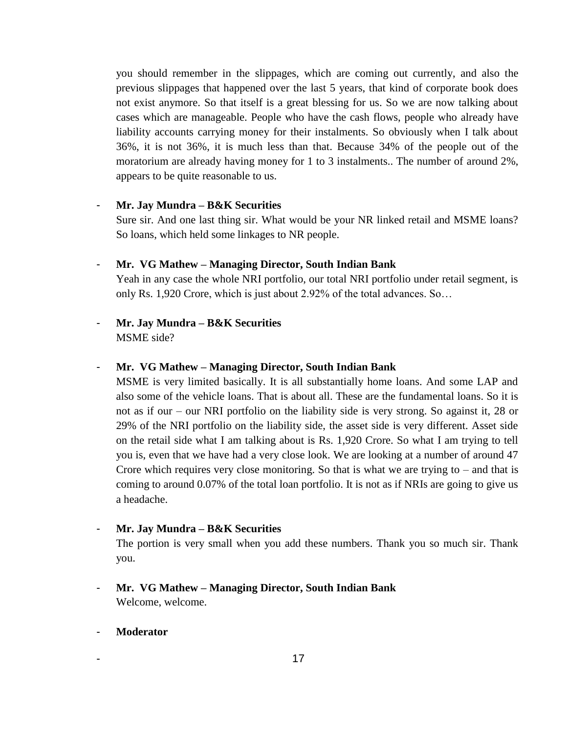you should remember in the slippages, which are coming out currently, and also the previous slippages that happened over the last 5 years, that kind of corporate book does not exist anymore. So that itself is a great blessing for us. So we are now talking about cases which are manageable. People who have the cash flows, people who already have liability accounts carrying money for their instalments. So obviously when I talk about 36%, it is not 36%, it is much less than that. Because 34% of the people out of the moratorium are already having money for 1 to 3 instalments.. The number of around 2%, appears to be quite reasonable to us.

- **Mr. Jay Mundra – B&K Securities**
  Sure sir. And one last thing sir. What would be your NR linked retail and MSME loans? So loans, which held some linkages to NR people.

- **Mr. VG Mathew – Managing Director, South Indian Bank**
  Yeah in any case the whole NRI portfolio, our total NRI portfolio under retail segment, is only Rs. 1,920 Crore, which is just about 2.92% of the total advances. So…

- **Mr. Jay Mundra – B&K Securities**
  MSME side?

- **Mr. VG Mathew – Managing Director, South Indian Bank**
  MSME is very limited basically. It is all substantially home loans. And some LAP and also some of the vehicle loans. That is about all. These are the fundamental loans. So it is not as if our – our NRI portfolio on the liability side is very strong. So against it, 28 or 29% of the NRI portfolio on the liability side, the asset side is very different. Asset side on the retail side what I am talking about is Rs. 1,920 Crore. So what I am trying to tell you is, even that we have had a very close look. We are looking at a number of around 47 Crore which requires very close monitoring. So that is what we are trying to – and that is coming to around 0.07% of the total loan portfolio. It is not as if NRIs are going to give us a headache.

- **Mr. Jay Mundra – B&K Securities**
  The portion is very small when you add these numbers. Thank you so much sir. Thank you.

- **Mr. VG Mathew – Managing Director, South Indian Bank**
  Welcome, welcome.

- **Moderator**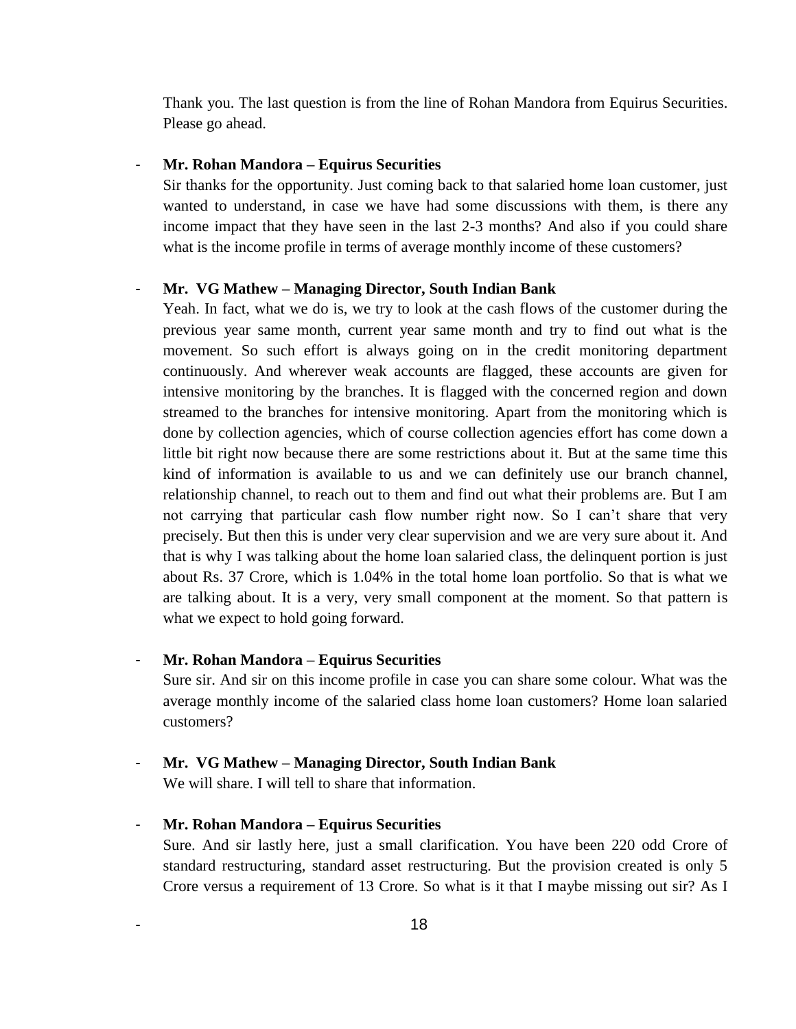Thank you. The last question is from the line of Rohan Mandora from Equirus Securities. Please go ahead.

- **Mr. Rohan Mandora – Equirus Securities**

  Sir thanks for the opportunity. Just coming back to that salaried home loan customer, just wanted to understand, in case we have had some discussions with them, is there any income impact that they have seen in the last 2-3 months? And also if you could share what is the income profile in terms of average monthly income of these customers?

- **Mr. VG Mathew – Managing Director, South Indian Bank**

  Yeah. In fact, what we do is, we try to look at the cash flows of the customer during the previous year same month, current year same month and try to find out what is the movement. So such effort is always going on in the credit monitoring department continuously. And wherever weak accounts are flagged, these accounts are given for intensive monitoring by the branches. It is flagged with the concerned region and down streamed to the branches for intensive monitoring. Apart from the monitoring which is done by collection agencies, which of course collection agencies effort has come down a little bit right now because there are some restrictions about it. But at the same time this kind of information is available to us and we can definitely use our branch channel, relationship channel, to reach out to them and find out what their problems are. But I am not carrying that particular cash flow number right now. So I can't share that very precisely. But then this is under very clear supervision and we are very sure about it. And that is why I was talking about the home loan salaried class, the delinquent portion is just about Rs. 37 Crore, which is 1.04% in the total home loan portfolio. So that is what we are talking about. It is a very, very small component at the moment. So that pattern is what we expect to hold going forward.

- **Mr. Rohan Mandora – Equirus Securities**

  Sure sir. And sir on this income profile in case you can share some colour. What was the average monthly income of the salaried class home loan customers? Home loan salaried customers?

- **Mr. VG Mathew – Managing Director, South Indian Bank**

  We will share. I will tell to share that information.

- **Mr. Rohan Mandora – Equirus Securities**

  Sure. And sir lastly here, just a small clarification. You have been 220 odd Crore of standard restructuring, standard asset restructuring. But the provision created is only 5 Crore versus a requirement of 13 Crore. So what is it that I maybe missing out sir? As I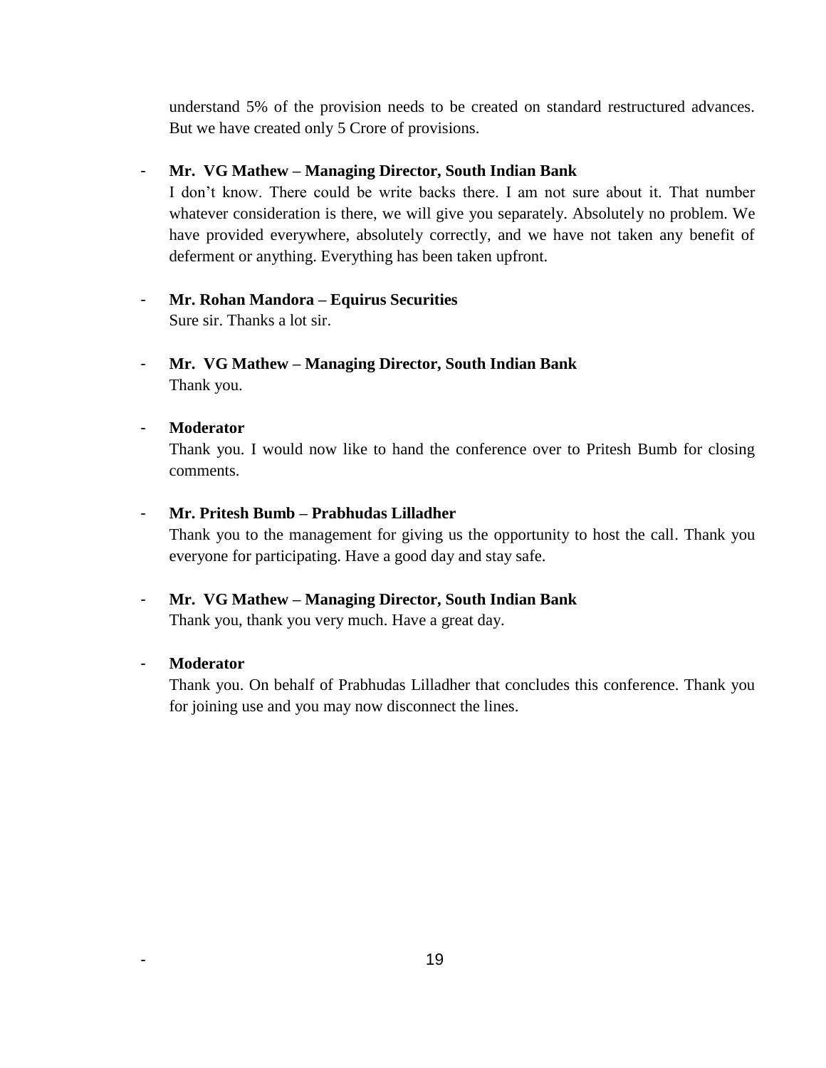understand 5% of the provision needs to be created on standard restructured advances. But we have created only 5 Crore of provisions.

- **Mr. VG Mathew – Managing Director, South Indian Bank**
  I don't know. There could be write backs there. I am not sure about it. That number whatever consideration is there, we will give you separately. Absolutely no problem. We have provided everywhere, absolutely correctly, and we have not taken any benefit of deferment or anything. Everything has been taken upfront.

- **Mr. Rohan Mandora – Equirus Securities**
  Sure sir. Thanks a lot sir.

- **Mr. VG Mathew – Managing Director, South Indian Bank**
  Thank you.

- **Moderator**
  Thank you. I would now like to hand the conference over to Pritesh Bumb for closing comments.

- **Mr. Pritesh Bumb – Prabhudas Lilladher**
  Thank you to the management for giving us the opportunity to host the call. Thank you everyone for participating. Have a good day and stay safe.

- **Mr. VG Mathew – Managing Director, South Indian Bank**
  Thank you, thank you very much. Have a great day.

- **Moderator**
  Thank you. On behalf of Prabhudas Lilladher that concludes this conference. Thank you for joining use and you may now disconnect the lines.